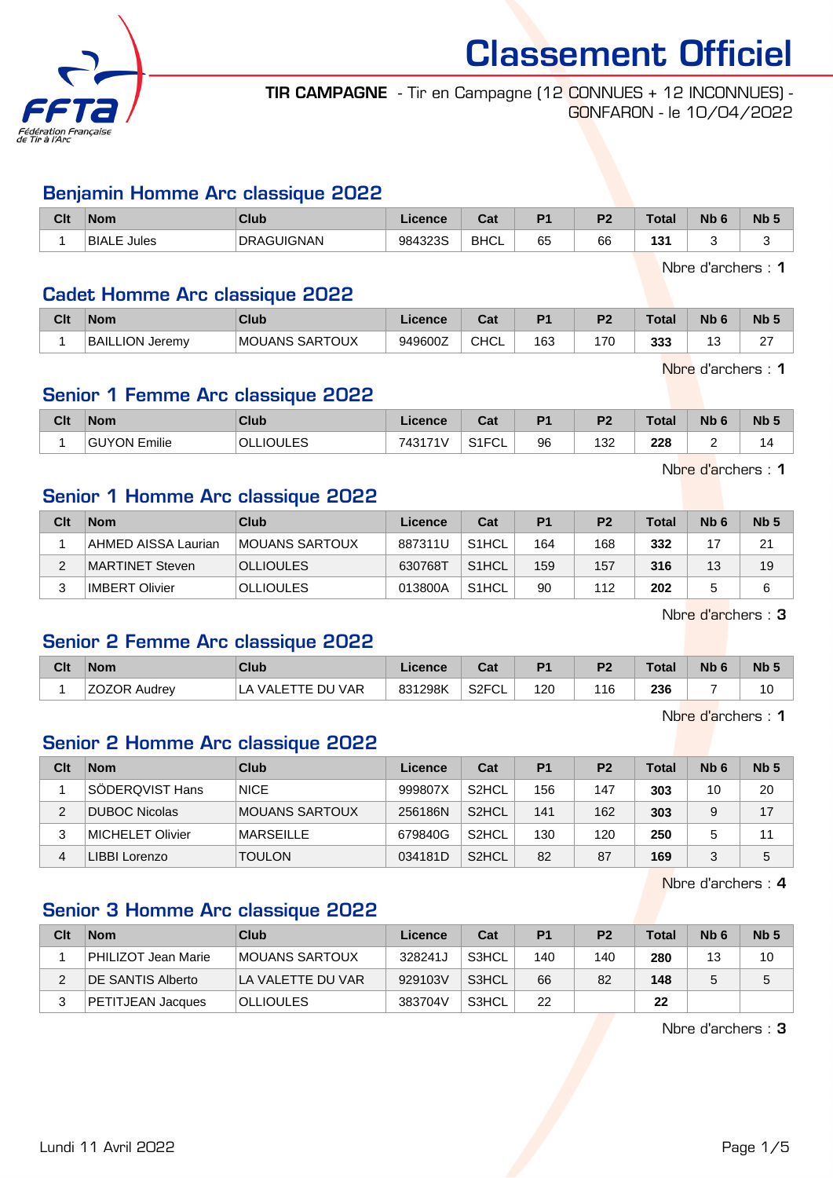# Classement Officiel

**TIR CAMPAGNE** - Tir en Campagne (12 CONNUES + 12 INCONNUES) - GONFARON - le 10/04/2022

## Benjamin Homme Arc classique 2022

| Clt | Nom | Club | Licence | Cat | P1 | P2 | Total | Nb 6 | Nb 5 |
|---|---|---|---|---|---|---|---|---|---|
| 1 | BIALE Jules | DRAGUIGNAN | 984323S | BHCL | 65 | 66 | **131** | 3 | 3 |

Nbre d'archers : **1**

## Cadet Homme Arc classique 2022

| Clt | Nom | Club | Licence | Cat | P1 | P2 | Total | Nb 6 | Nb 5 |
|---|---|---|---|---|---|---|---|---|---|
| 1 | BAILLION Jeremy | MOUANS SARTOUX | 949600Z | CHCL | 163 | 170 | **333** | 13 | 27 |

Nbre d'archers : **1**

## Senior 1 Femme Arc classique 2022

| Clt | Nom | Club | Licence | Cat | P1 | P2 | Total | Nb 6 | Nb 5 |
|---|---|---|---|---|---|---|---|---|---|
| 1 | GUYON Emilie | OLLIOULES | 743171V | S1FCL | 96 | 132 | **228** | 2 | 14 |

Nbre d'archers : **1**

## Senior 1 Homme Arc classique 2022

| Clt | Nom | Club | Licence | Cat | P1 | P2 | Total | Nb 6 | Nb 5 |
|---|---|---|---|---|---|---|---|---|---|
| 1 | AHMED AISSA Laurian | MOUANS SARTOUX | 887311U | S1HCL | 164 | 168 | **332** | 17 | 21 |
| 2 | MARTINET Steven | OLLIOULES | 630768T | S1HCL | 159 | 157 | **316** | 13 | 19 |
| 3 | IMBERT Olivier | OLLIOULES | 013800A | S1HCL | 90 | 112 | **202** | 5 | 6 |

Nbre d'archers : **3**

## Senior 2 Femme Arc classique 2022

| Clt | Nom | Club | Licence | Cat | P1 | P2 | Total | Nb 6 | Nb 5 |
|---|---|---|---|---|---|---|---|---|---|
| 1 | ZOZOR Audrey | LA VALETTE DU VAR | 831298K | S2FCL | 120 | 116 | **236** | 7 | 10 |

Nbre d'archers : **1**

## Senior 2 Homme Arc classique 2022

| Clt | Nom | Club | Licence | Cat | P1 | P2 | Total | Nb 6 | Nb 5 |
|---|---|---|---|---|---|---|---|---|---|
| 1 | SÖDERQVIST Hans | NICE | 999807X | S2HCL | 156 | 147 | **303** | 10 | 20 |
| 2 | DUBOC Nicolas | MOUANS SARTOUX | 256186N | S2HCL | 141 | 162 | **303** | 9 | 17 |
| 3 | MICHELET Olivier | MARSEILLE | 679840G | S2HCL | 130 | 120 | **250** | 5 | 11 |
| 4 | LIBBI Lorenzo | TOULON | 034181D | S2HCL | 82 | 87 | **169** | 3 | 5 |

Nbre d'archers : **4**

## Senior 3 Homme Arc classique 2022

| Clt | Nom | Club | Licence | Cat | P1 | P2 | Total | Nb 6 | Nb 5 |
|---|---|---|---|---|---|---|---|---|---|
| 1 | PHILIZOT Jean Marie | MOUANS SARTOUX | 328241J | S3HCL | 140 | 140 | **280** | 13 | 10 |
| 2 | DE SANTIS Alberto | LA VALETTE DU VAR | 929103V | S3HCL | 66 | 82 | **148** | 5 | 5 |
| 3 | PETITJEAN Jacques | OLLIOULES | 383704V | S3HCL | 22 | | **22** | | |

Nbre d'archers : **3**

Lundi 11 Avril 2022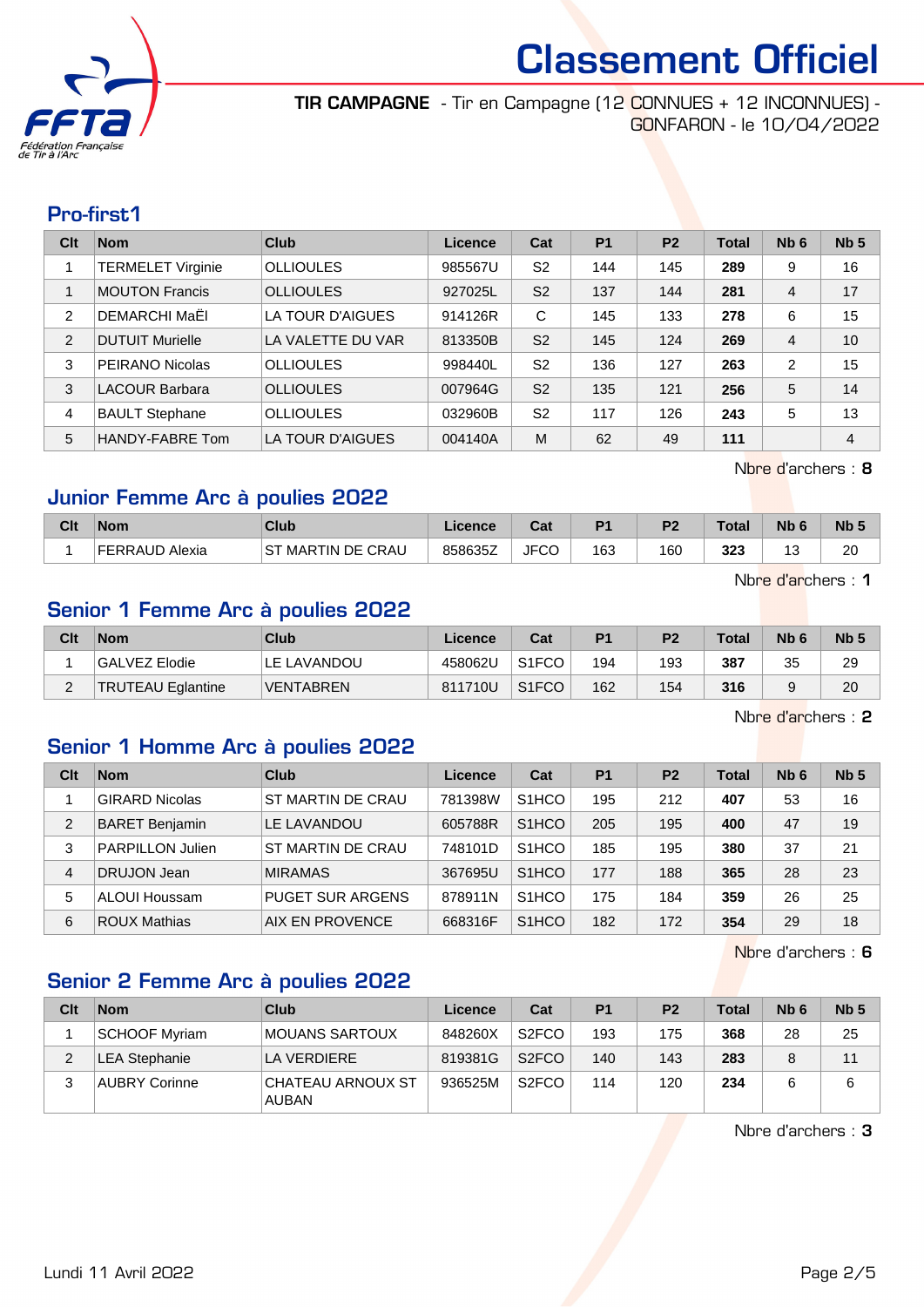# Classement Officiel

**TIR CAMPAGNE** - Tir en Campagne (12 CONNUES + 12 INCONNUES) - GONFARON - le 10/04/2022

## Pro-first1

| Clt | Nom | Club | Licence | Cat | P1 | P2 | Total | Nb 6 | Nb 5 |
|---|---|---|---|---|---|---|---|---|---|
| 1 | TERMELET Virginie | OLLIOULES | 985567U | S2 | 144 | 145 | **289** | 9 | 16 |
| 1 | MOUTON Francis | OLLIOULES | 927025L | S2 | 137 | 144 | **281** | 4 | 17 |
| 2 | DEMARCHI MaËl | LA TOUR D'AIGUES | 914126R | C | 145 | 133 | **278** | 6 | 15 |
| 2 | DUTUIT Murielle | LA VALETTE DU VAR | 813350B | S2 | 145 | 124 | **269** | 4 | 10 |
| 3 | PEIRANO Nicolas | OLLIOULES | 998440L | S2 | 136 | 127 | **263** | 2 | 15 |
| 3 | LACOUR Barbara | OLLIOULES | 007964G | S2 | 135 | 121 | **256** | 5 | 14 |
| 4 | BAULT Stephane | OLLIOULES | 032960B | S2 | 117 | 126 | **243** | 5 | 13 |
| 5 | HANDY-FABRE Tom | LA TOUR D'AIGUES | 004140A | M | 62 | 49 | **111** | | 4 |

Nbre d'archers : **8**

## Junior Femme Arc à poulies 2022

| Clt | Nom | Club | Licence | Cat | P1 | P2 | Total | Nb 6 | Nb 5 |
|---|---|---|---|---|---|---|---|---|---|
| 1 | FERRAUD Alexia | ST MARTIN DE CRAU | 858635Z | JFCO | 163 | 160 | **323** | 13 | 20 |

Nbre d'archers : **1**

## Senior 1 Femme Arc à poulies 2022

| Clt | Nom | Club | Licence | Cat | P1 | P2 | Total | Nb 6 | Nb 5 |
|---|---|---|---|---|---|---|---|---|---|
| 1 | GALVEZ Elodie | LE LAVANDOU | 458062U | S1FCO | 194 | 193 | **387** | 35 | 29 |
| 2 | TRUTEAU Eglantine | VENTABREN | 811710U | S1FCO | 162 | 154 | **316** | 9 | 20 |

Nbre d'archers : **2**

## Senior 1 Homme Arc à poulies 2022

| Clt | Nom | Club | Licence | Cat | P1 | P2 | Total | Nb 6 | Nb 5 |
|---|---|---|---|---|---|---|---|---|---|
| 1 | GIRARD Nicolas | ST MARTIN DE CRAU | 781398W | S1HCO | 195 | 212 | **407** | 53 | 16 |
| 2 | BARET Benjamin | LE LAVANDOU | 605788R | S1HCO | 205 | 195 | **400** | 47 | 19 |
| 3 | PARPILLON Julien | ST MARTIN DE CRAU | 748101D | S1HCO | 185 | 195 | **380** | 37 | 21 |
| 4 | DRUJON Jean | MIRAMAS | 367695U | S1HCO | 177 | 188 | **365** | 28 | 23 |
| 5 | ALOUI Houssam | PUGET SUR ARGENS | 878911N | S1HCO | 175 | 184 | **359** | 26 | 25 |
| 6 | ROUX Mathias | AIX EN PROVENCE | 668316F | S1HCO | 182 | 172 | **354** | 29 | 18 |

Nbre d'archers : **6**

## Senior 2 Femme Arc à poulies 2022

| Clt | Nom | Club | Licence | Cat | P1 | P2 | Total | Nb 6 | Nb 5 |
|---|---|---|---|---|---|---|---|---|---|
| 1 | SCHOOF Myriam | MOUANS SARTOUX | 848260X | S2FCO | 193 | 175 | **368** | 28 | 25 |
| 2 | LEA Stephanie | LA VERDIERE | 819381G | S2FCO | 140 | 143 | **283** | 8 | 11 |
| 3 | AUBRY Corinne | CHATEAU ARNOUX ST AUBAN | 936525M | S2FCO | 114 | 120 | **234** | 6 | 6 |

Nbre d'archers : **3**

Lundi 11 Avril 2022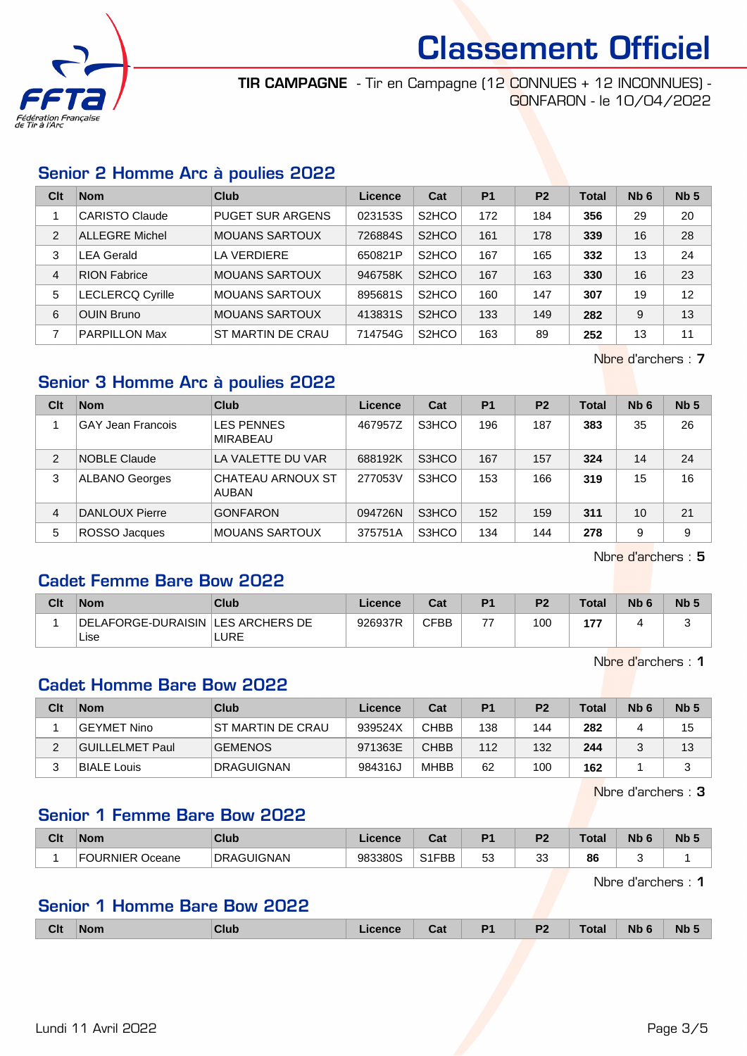# Classement Officiel

**TIR CAMPAGNE** - Tir en Campagne (12 CONNUES + 12 INCONNUES) - GONFARON - le 10/04/2022

## Senior 2 Homme Arc à poulies 2022

| Clt | Nom | Club | Licence | Cat | P1 | P2 | Total | Nb 6 | Nb 5 |
|---|---|---|---|---|---|---|---|---|---|
| 1 | CARISTO Claude | PUGET SUR ARGENS | 023153S | S2HCO | 172 | 184 | **356** | 29 | 20 |
| 2 | ALLEGRE Michel | MOUANS SARTOUX | 726884S | S2HCO | 161 | 178 | **339** | 16 | 28 |
| 3 | LEA Gerald | LA VERDIERE | 650821P | S2HCO | 167 | 165 | **332** | 13 | 24 |
| 4 | RION Fabrice | MOUANS SARTOUX | 946758K | S2HCO | 167 | 163 | **330** | 16 | 23 |
| 5 | LECLERCQ Cyrille | MOUANS SARTOUX | 895681S | S2HCO | 160 | 147 | **307** | 19 | 12 |
| 6 | OUIN Bruno | MOUANS SARTOUX | 413831S | S2HCO | 133 | 149 | **282** | 9 | 13 |
| 7 | PARPILLON Max | ST MARTIN DE CRAU | 714754G | S2HCO | 163 | 89 | **252** | 13 | 11 |

Nbre d'archers : **7**

## Senior 3 Homme Arc à poulies 2022

| Clt | Nom | Club | Licence | Cat | P1 | P2 | Total | Nb 6 | Nb 5 |
|---|---|---|---|---|---|---|---|---|---|
| 1 | GAY Jean Francois | LES PENNES MIRABEAU | 467957Z | S3HCO | 196 | 187 | **383** | 35 | 26 |
| 2 | NOBLE Claude | LA VALETTE DU VAR | 688192K | S3HCO | 167 | 157 | **324** | 14 | 24 |
| 3 | ALBANO Georges | CHATEAU ARNOUX ST AUBAN | 277053V | S3HCO | 153 | 166 | **319** | 15 | 16 |
| 4 | DANLOUX Pierre | GONFARON | 094726N | S3HCO | 152 | 159 | **311** | 10 | 21 |
| 5 | ROSSO Jacques | MOUANS SARTOUX | 375751A | S3HCO | 134 | 144 | **278** | 9 | 9 |

Nbre d'archers : **5**

## Cadet Femme Bare Bow 2022

| Clt | Nom | Club | Licence | Cat | P1 | P2 | Total | Nb 6 | Nb 5 |
|---|---|---|---|---|---|---|---|---|---|
| 1 | DELAFORGE-DURAISIN Lise | LES ARCHERS DE LURE | 926937R | CFBB | 77 | 100 | **177** | 4 | 3 |

Nbre d'archers : **1**

## Cadet Homme Bare Bow 2022

| Clt | Nom | Club | Licence | Cat | P1 | P2 | Total | Nb 6 | Nb 5 |
|---|---|---|---|---|---|---|---|---|---|
| 1 | GEYMET Nino | ST MARTIN DE CRAU | 939524X | CHBB | 138 | 144 | **282** | 4 | 15 |
| 2 | GUILLELMET Paul | GEMENOS | 971363E | CHBB | 112 | 132 | **244** | 3 | 13 |
| 3 | BIALE Louis | DRAGUIGNAN | 984316J | MHBB | 62 | 100 | **162** | 1 | 3 |

Nbre d'archers : **3**

## Senior 1 Femme Bare Bow 2022

| Clt | Nom | Club | Licence | Cat | P1 | P2 | Total | Nb 6 | Nb 5 |
|---|---|---|---|---|---|---|---|---|---|
| 1 | FOURNIER Oceane | DRAGUIGNAN | 983380S | S1FBB | 53 | 33 | **86** | 3 | 1 |

Nbre d'archers : **1**

## Senior 1 Homme Bare Bow 2022

| Clt | Nom | Club | Licence | Cat | P1 | P2 | Total | Nb 6 | Nb 5 |
|---|---|---|---|---|---|---|---|---|---|

Lundi 11 Avril 2022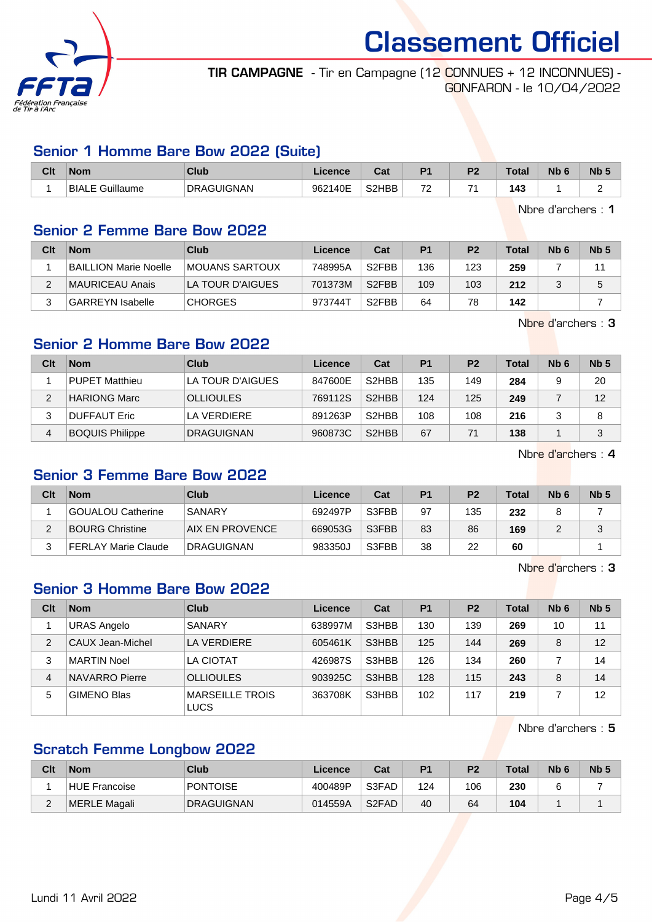# Classement Officiel

**TIR CAMPAGNE** - Tir en Campagne (12 CONNUES + 12 INCONNUES) - GONFARON - le 10/04/2022

## Senior 1 Homme Bare Bow 2022 (Suite)

| Clt | Nom | Club | Licence | Cat | P1 | P2 | Total | Nb 6 | Nb 5 |
|---|---|---|---|---|---|---|---|---|---|
| 1 | BIALE Guillaume | DRAGUIGNAN | 962140E | S2HBB | 72 | 71 | **143** | 1 | 2 |

Nbre d'archers : **1**

## Senior 2 Femme Bare Bow 2022

| Clt | Nom | Club | Licence | Cat | P1 | P2 | Total | Nb 6 | Nb 5 |
|---|---|---|---|---|---|---|---|---|---|
| 1 | BAILLION Marie Noelle | MOUANS SARTOUX | 748995A | S2FBB | 136 | 123 | **259** | 7 | 11 |
| 2 | MAURICEAU Anais | LA TOUR D'AIGUES | 701373M | S2FBB | 109 | 103 | **212** | 3 | 5 |
| 3 | GARREYN Isabelle | CHORGES | 973744T | S2FBB | 64 | 78 | **142** | | 7 |

Nbre d'archers : **3**

## Senior 2 Homme Bare Bow 2022

| Clt | Nom | Club | Licence | Cat | P1 | P2 | Total | Nb 6 | Nb 5 |
|---|---|---|---|---|---|---|---|---|---|
| 1 | PUPET Matthieu | LA TOUR D'AIGUES | 847600E | S2HBB | 135 | 149 | **284** | 9 | 20 |
| 2 | HARIONG Marc | OLLIOULES | 769112S | S2HBB | 124 | 125 | **249** | 7 | 12 |
| 3 | DUFFAUT Eric | LA VERDIERE | 891263P | S2HBB | 108 | 108 | **216** | 3 | 8 |
| 4 | BOQUIS Philippe | DRAGUIGNAN | 960873C | S2HBB | 67 | 71 | **138** | 1 | 3 |

Nbre d'archers : **4**

## Senior 3 Femme Bare Bow 2022

| Clt | Nom | Club | Licence | Cat | P1 | P2 | Total | Nb 6 | Nb 5 |
|---|---|---|---|---|---|---|---|---|---|
| 1 | GOUALOU Catherine | SANARY | 692497P | S3FBB | 97 | 135 | **232** | 8 | 7 |
| 2 | BOURG Christine | AIX EN PROVENCE | 669053G | S3FBB | 83 | 86 | **169** | 2 | 3 |
| 3 | FERLAY Marie Claude | DRAGUIGNAN | 983350J | S3FBB | 38 | 22 | **60** | | 1 |

Nbre d'archers : **3**

## Senior 3 Homme Bare Bow 2022

| Clt | Nom | Club | Licence | Cat | P1 | P2 | Total | Nb 6 | Nb 5 |
|---|---|---|---|---|---|---|---|---|---|
| 1 | URAS Angelo | SANARY | 638997M | S3HBB | 130 | 139 | **269** | 10 | 11 |
| 2 | CAUX Jean-Michel | LA VERDIERE | 605461K | S3HBB | 125 | 144 | **269** | 8 | 12 |
| 3 | MARTIN Noel | LA CIOTAT | 426987S | S3HBB | 126 | 134 | **260** | 7 | 14 |
| 4 | NAVARRO Pierre | OLLIOULES | 903925C | S3HBB | 128 | 115 | **243** | 8 | 14 |
| 5 | GIMENO Blas | MARSEILLE TROIS LUCS | 363708K | S3HBB | 102 | 117 | **219** | 7 | 12 |

Nbre d'archers : **5**

## Scratch Femme Longbow 2022

| Clt | Nom | Club | Licence | Cat | P1 | P2 | Total | Nb 6 | Nb 5 |
|---|---|---|---|---|---|---|---|---|---|
| 1 | HUE Francoise | PONTOISE | 400489P | S3FAD | 124 | 106 | **230** | 6 | 7 |
| 2 | MERLE Magali | DRAGUIGNAN | 014559A | S2FAD | 40 | 64 | **104** | 1 | 1 |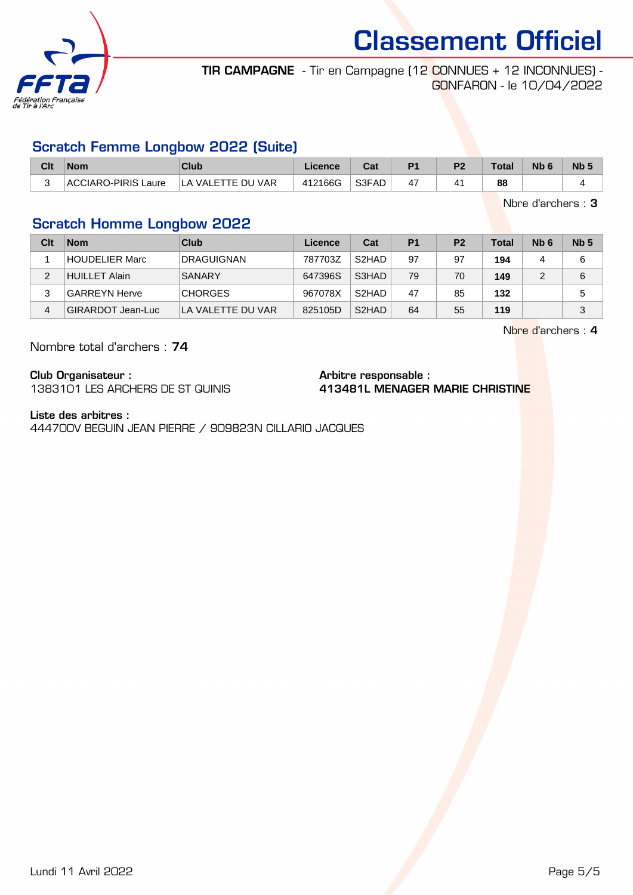# Classement Officiel

**TIR CAMPAGNE** - Tir en Campagne (12 CONNUES + 12 INCONNUES) - GONFARON - le 10/04/2022

## Scratch Femme Longbow 2022 (Suite)

| Clt | Nom | Club | Licence | Cat | P1 | P2 | Total | Nb 6 | Nb 5 |
|---|---|---|---|---|---|---|---|---|---|
| 3 | ACCIARO-PIRIS Laure | LA VALETTE DU VAR | 412166G | S3FAD | 47 | 41 | **88** | | 4 |

Nbre d'archers : **3**

## Scratch Homme Longbow 2022

| Clt | Nom | Club | Licence | Cat | P1 | P2 | Total | Nb 6 | Nb 5 |
|---|---|---|---|---|---|---|---|---|---|
| 1 | HOUDELIER Marc | DRAGUIGNAN | 787703Z | S2HAD | 97 | 97 | **194** | 4 | 6 |
| 2 | HUILLET Alain | SANARY | 647396S | S3HAD | 79 | 70 | **149** | 2 | 6 |
| 3 | GARREYN Herve | CHORGES | 967078X | S2HAD | 47 | 85 | **132** | | 5 |
| 4 | GIRARDOT Jean-Luc | LA VALETTE DU VAR | 825105D | S2HAD | 64 | 55 | **119** | | 3 |

Nbre d'archers : **4**

Nombre total d'archers : **74**

**Club Organisateur :**
1383101 LES ARCHERS DE ST QUINIS

**Arbitre responsable :**
**413481L MENAGER MARIE CHRISTINE**

**Liste des arbitres :**
444700V BEGUIN JEAN PIERRE / 909823N CILLARIO JACQUES

Lundi 11 Avril 2022